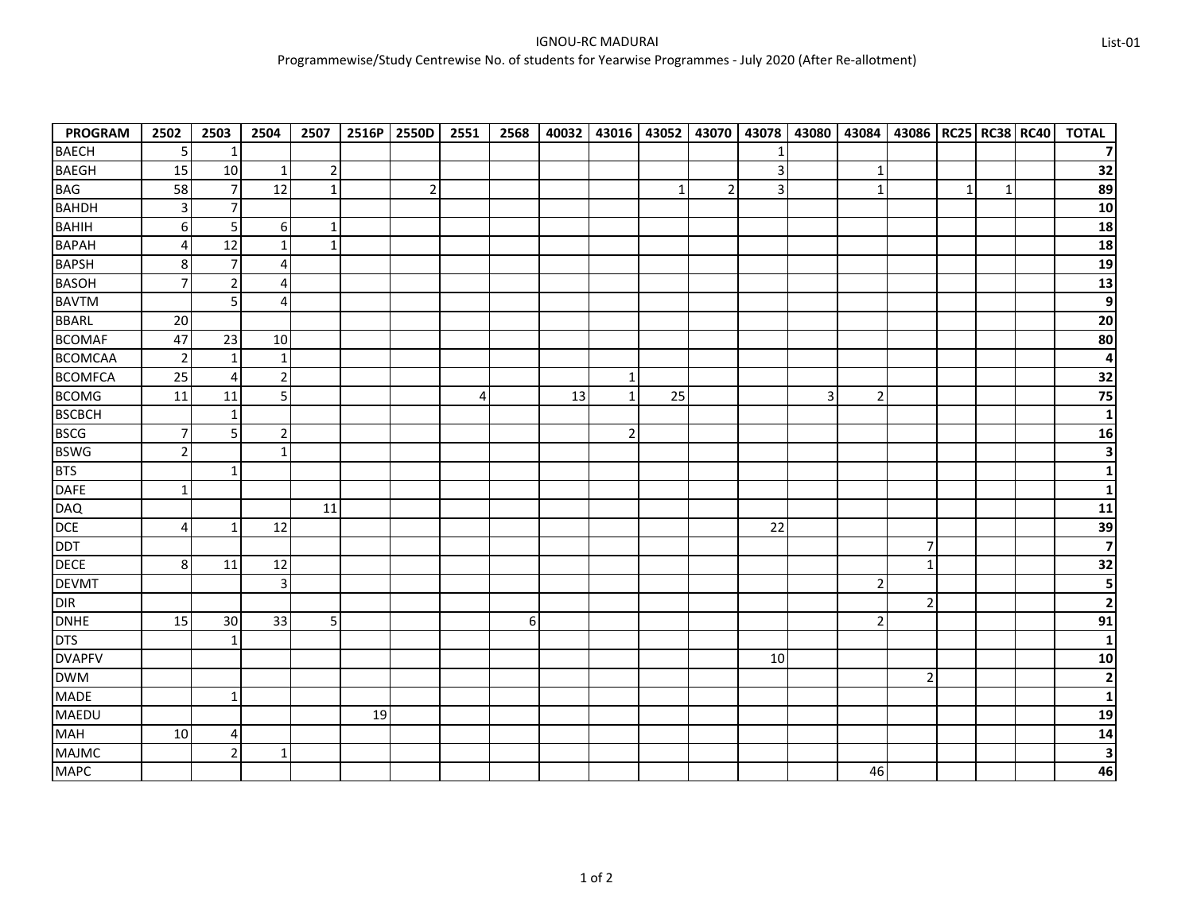List-01

# IGNOU-RC MADURAI

## Programmewise/Study Centrewise No. of students for Yearwise Programmes - July 2020 (After Re-allotment)

| PROGRAM | 2502 | 2503 | 2504 | 2507 | 2516P | 2550D | 2551 | 2568 | 40032 | 43016 | 43052 | 43070 | 43078 | 43080 | 43084 | 43086 | RC25 | RC38 | RC40 | TOTAL |
|---|---|---|---|---|---|---|---|---|---|---|---|---|---|---|---|---|---|---|---|---|
| BAECH | 5 | 1 | | | | | | | | | | | 1 | | | | | | | **7** |
| BAEGH | 15 | 10 | 1 | 2 | | | | | | | | | 3 | | 1 | | | | | **32** |
| BAG | 58 | 7 | 12 | 1 | | 2 | | | | | 1 | 2 | 3 | | 1 | | 1 | 1 | | **89** |
| BAHDH | 3 | 7 | | | | | | | | | | | | | | | | | | **10** |
| BAHIH | 6 | 5 | 6 | 1 | | | | | | | | | | | | | | | | **18** |
| BAPAH | 4 | 12 | 1 | 1 | | | | | | | | | | | | | | | | **18** |
| BAPSH | 8 | 7 | 4 | | | | | | | | | | | | | | | | | **19** |
| BASOH | 7 | 2 | 4 | | | | | | | | | | | | | | | | | **13** |
| BAVTM | | 5 | 4 | | | | | | | | | | | | | | | | | **9** |
| BBARL | 20 | | | | | | | | | | | | | | | | | | | **20** |
| BCOMAF | 47 | 23 | 10 | | | | | | | | | | | | | | | | | **80** |
| BCOMCAA | 2 | 1 | 1 | | | | | | | | | | | | | | | | | **4** |
| BCOMFCA | 25 | 4 | 2 | | | | | | | 1 | | | | | | | | | | **32** |
| BCOMG | 11 | 11 | 5 | | | | 4 | | 13 | 1 | 25 | | | 3 | 2 | | | | | **75** |
| BSCBCH | | 1 | | | | | | | | | | | | | | | | | | **1** |
| BSCG | 7 | 5 | 2 | | | | | | | 2 | | | | | | | | | | **16** |
| BSWG | 2 | | 1 | | | | | | | | | | | | | | | | | **3** |
| BTS | | 1 | | | | | | | | | | | | | | | | | | **1** |
| DAFE | 1 | | | | | | | | | | | | | | | | | | | **1** |
| DAQ | | | | 11 | | | | | | | | | | | | | | | | **11** |
| DCE | 4 | 1 | 12 | | | | | | | | | | 22 | | | | | | | **39** |
| DDT | | | | | | | | | | | | | | | | 7 | | | | **7** |
| DECE | 8 | 11 | 12 | | | | | | | | | | | | | 1 | | | | **32** |
| DEVMT | | | 3 | | | | | | | | | | | | 2 | | | | | **5** |
| DIR | | | | | | | | | | | | | | | | 2 | | | | **2** |
| DNHE | 15 | 30 | 33 | 5 | | | | 6 | | | | | | | 2 | | | | | **91** |
| DTS | | 1 | | | | | | | | | | | | | | | | | | **1** |
| DVAPFV | | | | | | | | | | | | | 10 | | | | | | | **10** |
| DWM | | | | | | | | | | | | | | | | 2 | | | | **2** |
| MADE | | 1 | | | | | | | | | | | | | | | | | | **1** |
| MAEDU | | | | | 19 | | | | | | | | | | | | | | | **19** |
| MAH | 10 | 4 | | | | | | | | | | | | | | | | | | **14** |
| MAJMC | | 2 | 1 | | | | | | | | | | | | | | | | | **3** |
| MAPC | | | | | | | | | | | | | | | 46 | | | | | **46** |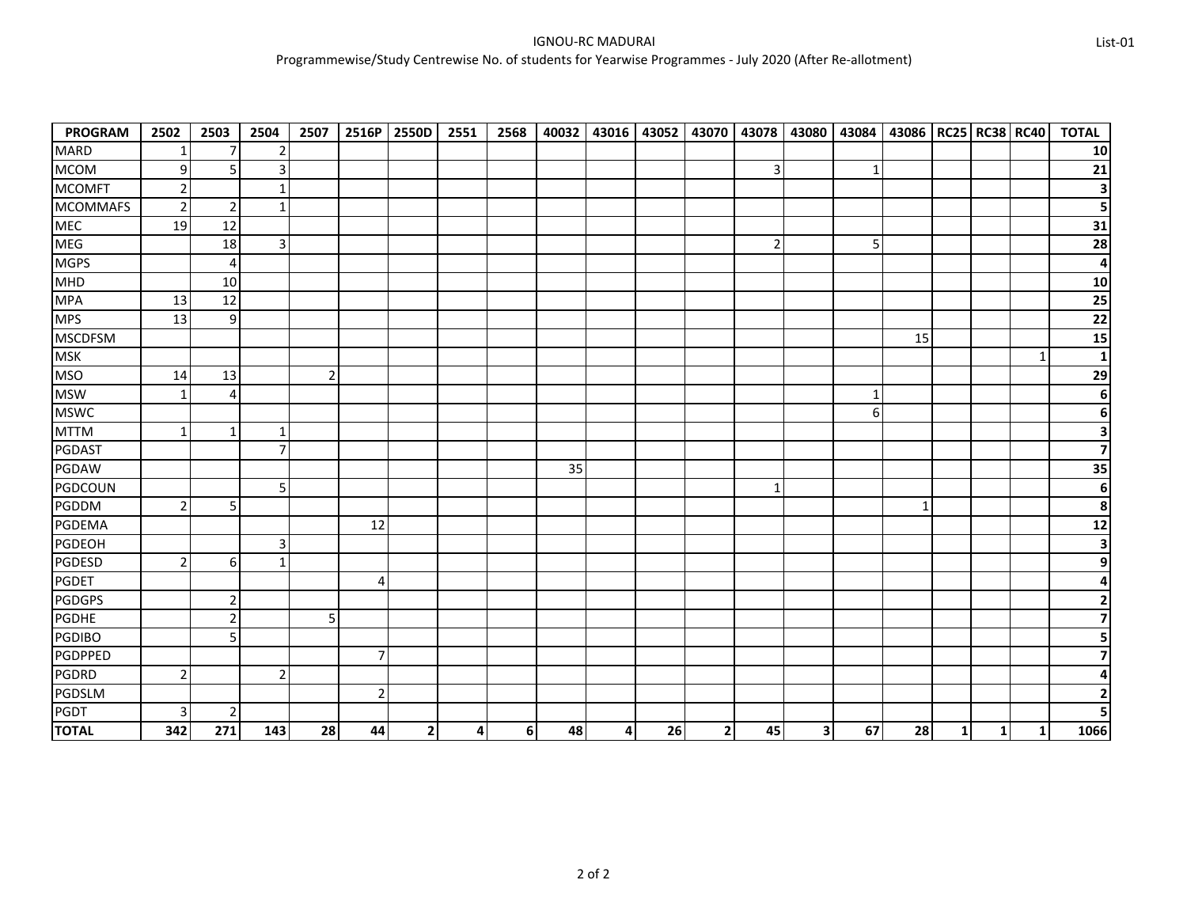IGNOU-RC MADURAI

Programmewise/Study Centrewise No. of students for Yearwise Programmes - July 2020 (After Re-allotment)

List-01

| PROGRAM | 2502 | 2503 | 2504 | 2507 | 2516P | 2550D | 2551 | 2568 | 40032 | 43016 | 43052 | 43070 | 43078 | 43080 | 43084 | 43086 | RC25 | RC38 | RC40 | TOTAL |
|---|---|---|---|---|---|---|---|---|---|---|---|---|---|---|---|---|---|---|---|---|
| MARD | 1 | 7 | 2 | | | | | | | | | | | | | | | | | **10** |
| MCOM | 9 | 5 | 3 | | | | | | | | | | 3 | | 1 | | | | | **21** |
| MCOMFT | 2 | | 1 | | | | | | | | | | | | | | | | | **3** |
| MCOMMAFS | 2 | 2 | 1 | | | | | | | | | | | | | | | | | **5** |
| MEC | 19 | 12 | | | | | | | | | | | | | | | | | | **31** |
| MEG | | 18 | 3 | | | | | | | | | | 2 | | 5 | | | | | **28** |
| MGPS | | 4 | | | | | | | | | | | | | | | | | | **4** |
| MHD | | 10 | | | | | | | | | | | | | | | | | | **10** |
| MPA | 13 | 12 | | | | | | | | | | | | | | | | | | **25** |
| MPS | 13 | 9 | | | | | | | | | | | | | | | | | | **22** |
| MSCDFSM | | | | | | | | | | | | | | | | 15 | | | | **15** |
| MSK | | | | | | | | | | | | | | | | | | | 1 | **1** |
| MSO | 14 | 13 | | 2 | | | | | | | | | | | | | | | | **29** |
| MSW | 1 | 4 | | | | | | | | | | | | | 1 | | | | | **6** |
| MSWC | | | | | | | | | | | | | | | 6 | | | | | **6** |
| MTTM | 1 | 1 | 1 | | | | | | | | | | | | | | | | | **3** |
| PGDAST | | | 7 | | | | | | | | | | | | | | | | | **7** |
| PGDAW | | | | | | | | | 35 | | | | | | | | | | | **35** |
| PGDCOUN | | | 5 | | | | | | | | | | 1 | | | | | | | **6** |
| PGDDM | 2 | 5 | | | | | | | | | | | | | | 1 | | | | **8** |
| PGDEMA | | | | | 12 | | | | | | | | | | | | | | | **12** |
| PGDEOH | | | 3 | | | | | | | | | | | | | | | | | **3** |
| PGDESD | 2 | 6 | 1 | | | | | | | | | | | | | | | | | **9** |
| PGDET | | | | | 4 | | | | | | | | | | | | | | | **4** |
| PGDGPS | | 2 | | | | | | | | | | | | | | | | | | **2** |
| PGDHE | | 2 | | 5 | | | | | | | | | | | | | | | | **7** |
| PGDIBO | | 5 | | | | | | | | | | | | | | | | | | **5** |
| PGDPPED | | | | | 7 | | | | | | | | | | | | | | | **7** |
| PGDRD | 2 | | 2 | | | | | | | | | | | | | | | | | **4** |
| PGDSLM | | | | | 2 | | | | | | | | | | | | | | | **2** |
| PGDT | 3 | 2 | | | | | | | | | | | | | | | | | | **5** |
| **TOTAL** | **342** | **271** | **143** | **28** | **44** | **2** | **4** | **6** | **48** | **4** | **26** | **2** | **45** | **3** | **67** | **28** | **1** | **1** | **1** | **1066** |